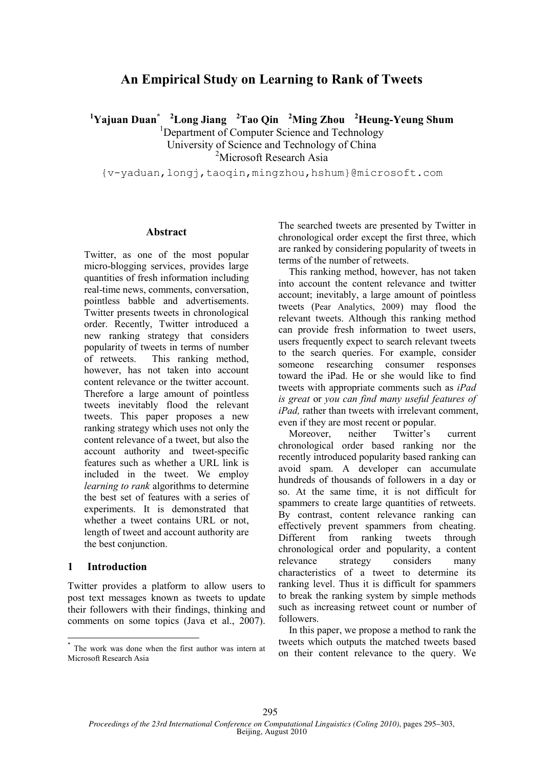# An Empirical Study on Learning to Rank of Tweets

**[1]Yajuan Duan[*] [2]Long Jiang [2]Tao Qin [2]Ming Zhou [2]Heung-Yeung Shum**

[1]Department of Computer Science and Technology
University of Science and Technology of China
[2]Microsoft Research Asia

{v-yaduan,longj,taoqin,mingzhou,hshum}@microsoft.com

### Abstract

Twitter, as one of the most popular micro-blogging services, provides large quantities of fresh information including real-time news, comments, conversation, pointless babble and advertisements. Twitter presents tweets in chronological order. Recently, Twitter introduced a new ranking strategy that considers popularity of tweets in terms of number of retweets. This ranking method, however, has not taken into account content relevance or the twitter account. Therefore a large amount of pointless tweets inevitably flood the relevant tweets. This paper proposes a new ranking strategy which uses not only the content relevance of a tweet, but also the account authority and tweet-specific features such as whether a URL link is included in the tweet. We employ *learning to rank* algorithms to determine the best set of features with a series of experiments. It is demonstrated that whether a tweet contains URL or not, length of tweet and account authority are the best conjunction.

## 1 Introduction

Twitter provides a platform to allow users to post text messages known as tweets to update their followers with their findings, thinking and comments on some topics (Java et al., 2007). The searched tweets are presented by Twitter in chronological order except the first three, which are ranked by considering popularity of tweets in terms of the number of retweets.

This ranking method, however, has not taken into account the content relevance and twitter account; inevitably, a large amount of pointless tweets (Pear Analytics, 2009) may flood the relevant tweets. Although this ranking method can provide fresh information to tweet users, users frequently expect to search relevant tweets to the search queries. For example, consider someone researching consumer responses toward the iPad. He or she would like to find tweets with appropriate comments such as *iPad is great* or *you can find many useful features of iPad,* rather than tweets with irrelevant comment, even if they are most recent or popular.

Moreover, neither Twitter's current chronological order based ranking nor the recently introduced popularity based ranking can avoid spam. A developer can accumulate hundreds of thousands of followers in a day or so. At the same time, it is not difficult for spammers to create large quantities of retweets. By contrast, content relevance ranking can effectively prevent spammers from cheating. Different from ranking tweets through chronological order and popularity, a content relevance strategy considers many characteristics of a tweet to determine its ranking level. Thus it is difficult for spammers to break the ranking system by simple methods such as increasing retweet count or number of followers.

In this paper, we propose a method to rank the tweets which outputs the matched tweets based on their content relevance to the query. We

[*] The work was done when the first author was intern at Microsoft Research Asia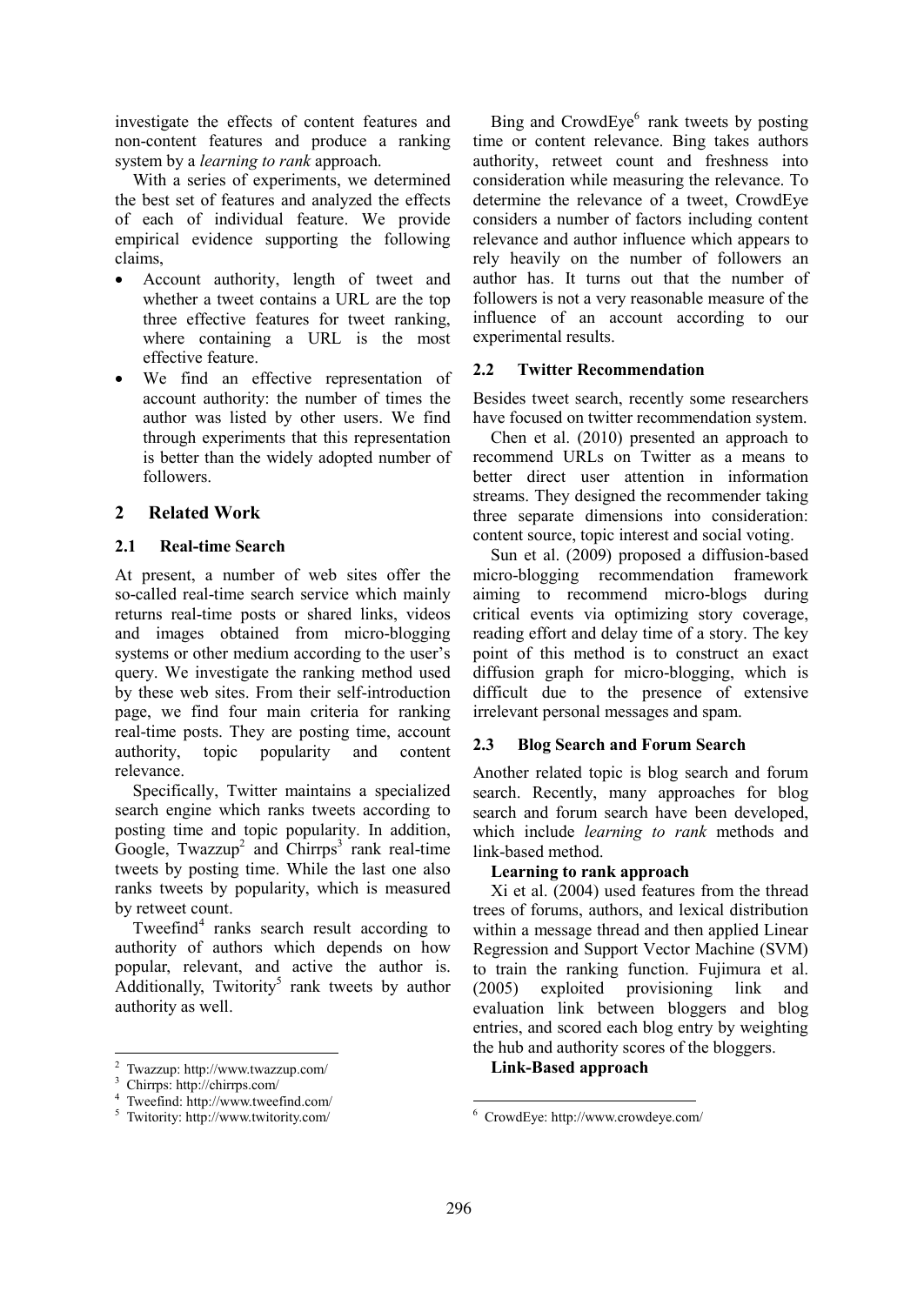investigate the effects of content features and non-content features and produce a ranking system by a *learning to rank* approach.

With a series of experiments, we determined the best set of features and analyzed the effects of each of individual feature. We provide empirical evidence supporting the following claims,

- Account authority, length of tweet and whether a tweet contains a URL are the top three effective features for tweet ranking, where containing a URL is the most effective feature.
- We find an effective representation of account authority: the number of times the author was listed by other users. We find through experiments that this representation is better than the widely adopted number of followers.

## 2 Related Work

### 2.1 Real-time Search

At present, a number of web sites offer the so-called real-time search service which mainly returns real-time posts or shared links, videos and images obtained from micro-blogging systems or other medium according to the user's query. We investigate the ranking method used by these web sites. From their self-introduction page, we find four main criteria for ranking real-time posts. They are posting time, account authority, topic popularity and content relevance.

Specifically, Twitter maintains a specialized search engine which ranks tweets according to posting time and topic popularity. In addition, Google, Twazzup[2] and Chirrps[3] rank real-time tweets by posting time. While the last one also ranks tweets by popularity, which is measured by retweet count.

Tweefind[4] ranks search result according to authority of authors which depends on how popular, relevant, and active the author is. Additionally, Twitority[5] rank tweets by author authority as well.

Bing and CrowdEye[6] rank tweets by posting time or content relevance. Bing takes authors authority, retweet count and freshness into consideration while measuring the relevance. To determine the relevance of a tweet, CrowdEye considers a number of factors including content relevance and author influence which appears to rely heavily on the number of followers an author has. It turns out that the number of followers is not a very reasonable measure of the influence of an account according to our experimental results.

### 2.2 Twitter Recommendation

Besides tweet search, recently some researchers have focused on twitter recommendation system.

Chen et al. (2010) presented an approach to recommend URLs on Twitter as a means to better direct user attention in information streams. They designed the recommender taking three separate dimensions into consideration: content source, topic interest and social voting.

Sun et al. (2009) proposed a diffusion-based micro-blogging recommendation framework aiming to recommend micro-blogs during critical events via optimizing story coverage, reading effort and delay time of a story. The key point of this method is to construct an exact diffusion graph for micro-blogging, which is difficult due to the presence of extensive irrelevant personal messages and spam.

### 2.3 Blog Search and Forum Search

Another related topic is blog search and forum search. Recently, many approaches for blog search and forum search have been developed, which include *learning to rank* methods and link-based method.

**Learning to rank approach**

Xi et al. (2004) used features from the thread trees of forums, authors, and lexical distribution within a message thread and then applied Linear Regression and Support Vector Machine (SVM) to train the ranking function. Fujimura et al. (2005) exploited provisioning link and evaluation link between bloggers and blog entries, and scored each blog entry by weighting the hub and authority scores of the bloggers.

**Link-Based approach**

[2] Twazzup: http://www.twazzup.com/
[3] Chirrps: http://chirrps.com/
[4] Tweefind: http://www.tweefind.com/
[5] Twitority: http://www.twitority.com/
[6] CrowdEye: http://www.crowdeye.com/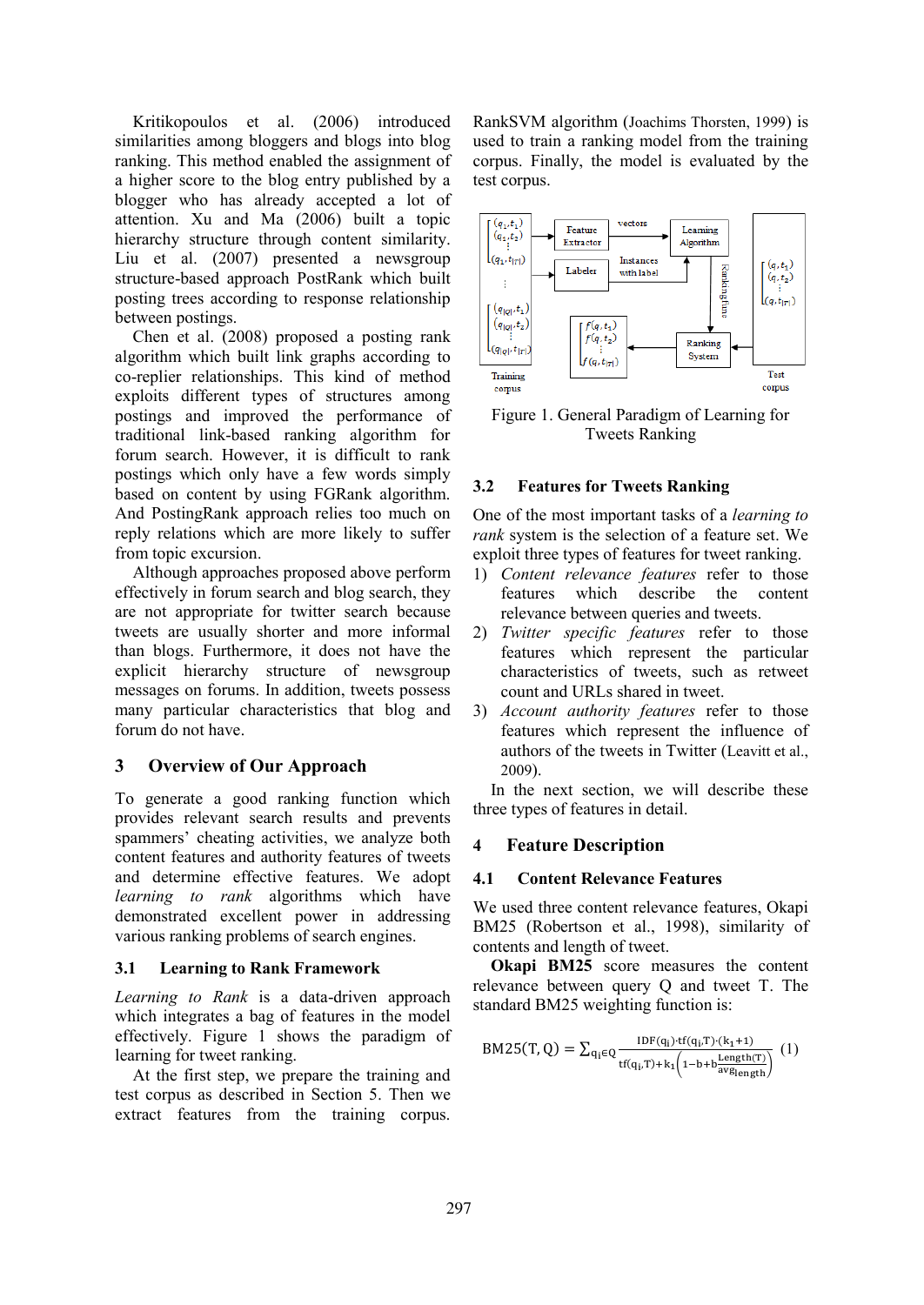Kritikopoulos et al. (2006) introduced similarities among bloggers and blogs into blog ranking. This method enabled the assignment of a higher score to the blog entry published by a blogger who has already accepted a lot of attention. Xu and Ma (2006) built a topic hierarchy structure through content similarity. Liu et al. (2007) presented a newsgroup structure-based approach PostRank which built posting trees according to response relationship between postings.

Chen et al. (2008) proposed a posting rank algorithm which built link graphs according to co-replier relationships. This kind of method exploits different types of structures among postings and improved the performance of traditional link-based ranking algorithm for forum search. However, it is difficult to rank postings which only have a few words simply based on content by using FGRank algorithm. And PostingRank approach relies too much on reply relations which are more likely to suffer from topic excursion.

Although approaches proposed above perform effectively in forum search and blog search, they are not appropriate for twitter search because tweets are usually shorter and more informal than blogs. Furthermore, it does not have the explicit hierarchy structure of newsgroup messages on forums. In addition, tweets possess many particular characteristics that blog and forum do not have.

## 3 Overview of Our Approach

To generate a good ranking function which provides relevant search results and prevents spammers' cheating activities, we analyze both content features and authority features of tweets and determine effective features. We adopt *learning to rank* algorithms which have demonstrated excellent power in addressing various ranking problems of search engines.

### 3.1 Learning to Rank Framework

*Learning to Rank* is a data-driven approach which integrates a bag of features in the model effectively. Figure 1 shows the paradigm of learning for tweet ranking.

At the first step, we prepare the training and test corpus as described in Section 5. Then we extract features from the training corpus. RankSVM algorithm (Joachims Thorsten, 1999) is used to train a ranking model from the training corpus. Finally, the model is evaluated by the test corpus.

Figure 1. General Paradigm of Learning for Tweets Ranking

### 3.2 Features for Tweets Ranking

One of the most important tasks of a *learning to rank* system is the selection of a feature set. We exploit three types of features for tweet ranking.

1) *Content relevance features* refer to those features which describe the content relevance between queries and tweets.
2) *Twitter specific features* refer to those features which represent the particular characteristics of tweets, such as retweet count and URLs shared in tweet.
3) *Account authority features* refer to those features which represent the influence of authors of the tweets in Twitter (Leavitt et al., 2009).

In the next section, we will describe these three types of features in detail.

## 4 Feature Description

### 4.1 Content Relevance Features

We used three content relevance features, Okapi BM25 (Robertson et al., 1998), similarity of contents and length of tweet.

**Okapi BM25** score measures the content relevance between query Q and tweet T. The standard BM25 weighting function is:

$$\mathrm{BM25}(T, Q) = \sum_{q_i \in Q} \frac{\mathrm{IDF}(q_i) \cdot \mathrm{tf}(q_i, T) \cdot (k_1 + 1)}{\mathrm{tf}(q_i, T) + k_1 \left(1 - b + b \frac{\mathrm{Length}(T)}{\mathrm{avg}_{\mathrm{length}}}\right)} \quad (1)$$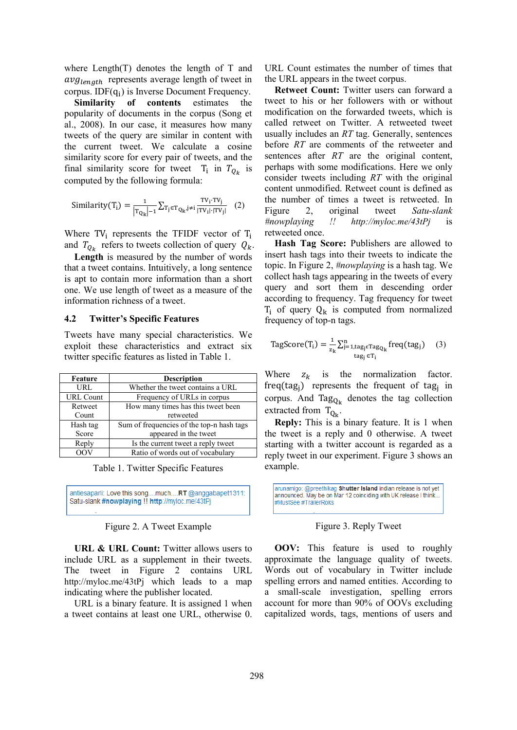where Length(T) denotes the length of T and $avg_{length}$ represents average length of tweet in corpus. IDF($q_i$) is Inverse Document Frequency.

**Similarity of contents** estimates the popularity of documents in the corpus (Song et al., 2008). In our case, it measures how many tweets of the query are similar in content with the current tweet. We calculate a cosine similarity score for every pair of tweets, and the final similarity score for tweet $T_i$ in $T_{Q_k}$ is computed by the following formula:

$$\text{Similarity}(T_i) = \frac{1}{|T_{Q_k}|-1} \sum_{T_j \in T_{Q_k}, j \neq i} \frac{TV_i \cdot TV_j}{|TV_i| \cdot |TV_j|} \quad (2)$$

Where $TV_i$ represents the TFIDF vector of $T_i$ and $T_{Q_k}$ refers to tweets collection of query $Q_k$.

**Length** is measured by the number of words that a tweet contains. Intuitively, a long sentence is apt to contain more information than a short one. We use length of tweet as a measure of the information richness of a tweet.

## 4.2 Twitter's Specific Features

Tweets have many special characteristics. We exploit these characteristics and extract six twitter specific features as listed in Table 1.

| Feature | Description |
|---|---|
| URL | Whether the tweet contains a URL |
| URL Count | Frequency of URLs in corpus |
| Retweet Count | How many times has this tweet been retweeted |
| Hash tag Score | Sum of frequencies of the top-n hash tags appeared in the tweet |
| Reply | Is the current tweet a reply tweet |
| OOV | Ratio of words out of vocabulary |

Table 1. Twitter Specific Features

antiesapari: Love this song....much....RT @anggabapet1311: Satu-slank #nowplaying !! http://myloc.me/43tPj

Figure 2. A Tweet Example

**URL & URL Count:** Twitter allows users to include URL as a supplement in their tweets. The tweet in Figure 2 contains URL http://myloc.me/43tPj which leads to a map indicating where the publisher located.

URL is a binary feature. It is assigned 1 when a tweet contains at least one URL, otherwise 0. URL Count estimates the number of times that the URL appears in the tweet corpus.

**Retweet Count:** Twitter users can forward a tweet to his or her followers with or without modification on the forwarded tweets, which is called retweet on Twitter. A retweeted tweet usually includes an *RT* tag. Generally, sentences before *RT* are comments of the retweeter and sentences after *RT* are the original content, perhaps with some modifications. Here we only consider tweets including *RT* with the original content unmodified. Retweet count is defined as the number of times a tweet is retweeted. In Figure 2, original tweet *Satu-slank #nowplaying !! http://myloc.me/43tPj* is retweeted once.

**Hash Tag Score:** Publishers are allowed to insert hash tags into their tweets to indicate the topic. In Figure 2, *#nowplaying* is a hash tag. We collect hash tags appearing in the tweets of every query and sort them in descending order according to frequency. Tag frequency for tweet $T_i$ of query $Q_k$ is computed from normalized frequency of top-n tags.

$$\text{TagScore}(T_i) = \frac{1}{z_k} \sum_{\substack{j=1, tag_j \in Tag_{Q_k} \\ tag_j \in T_i}}^{n} \text{freq}(tag_j) \quad (3)$$

Where $z_k$ is the normalization factor. freq($tag_j$) represents the frequent of $tag_j$ in corpus. And $Tag_{Q_k}$ denotes the tag collection extracted from $T_{Q_k}$.

**Reply:** This is a binary feature. It is 1 when the tweet is a reply and 0 otherwise. A tweet starting with a twitter account is regarded as a reply tweet in our experiment. Figure 3 shows an example.

arunamigo: @preethikag **Shutter Island** indian release is not yet announced. May be on Mar 12 coinciding with UK release I think... #MustSee #TrailerRoks

Figure 3. Reply Tweet

**OOV:** This feature is used to roughly approximate the language quality of tweets. Words out of vocabulary in Twitter include spelling errors and named entities. According to a small-scale investigation, spelling errors account for more than 90% of OOVs excluding capitalized words, tags, mentions of users and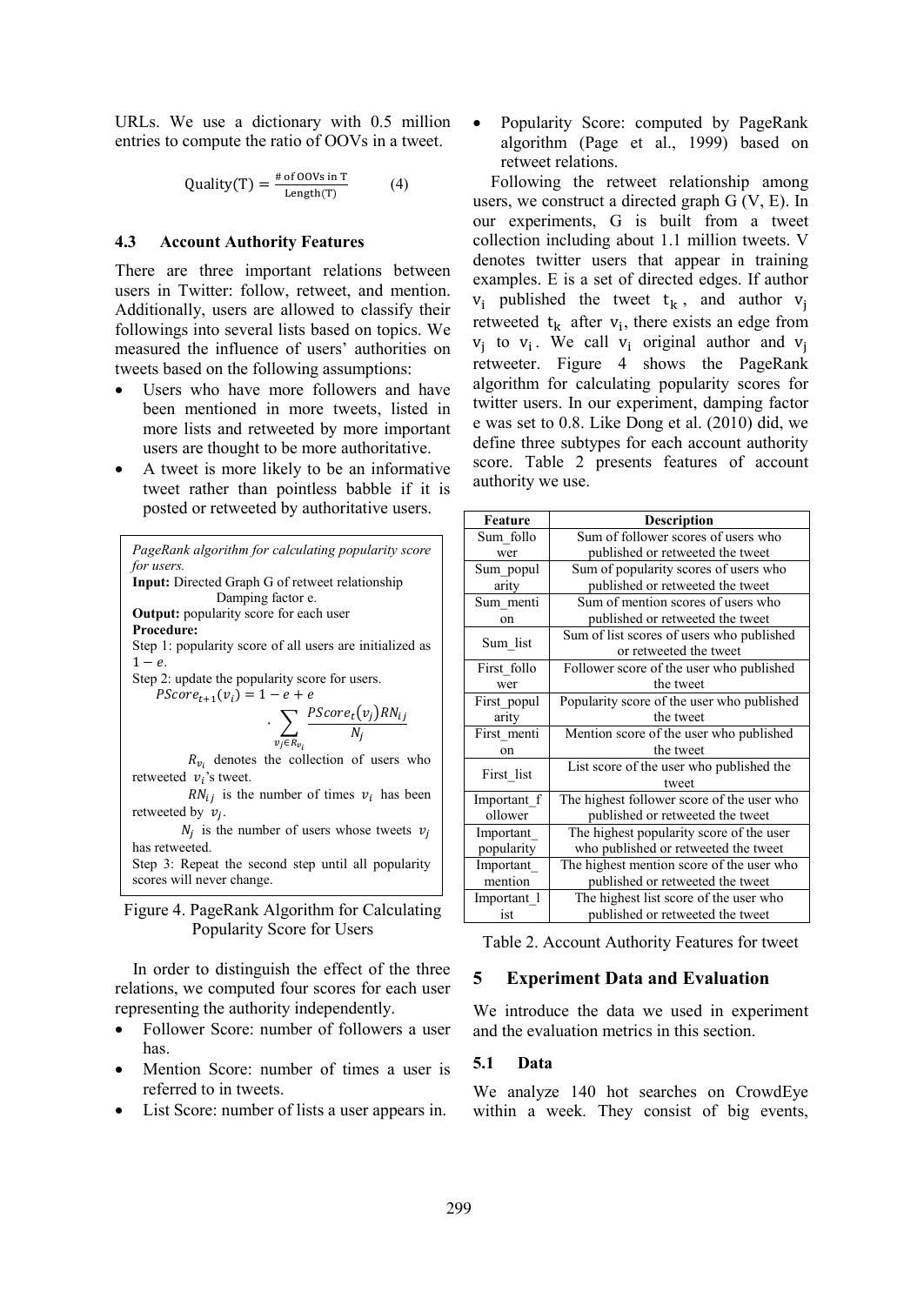URLs. We use a dictionary with 0.5 million entries to compute the ratio of OOVs in a tweet.

$$\text{Quality(T)} = \frac{\text{\# of OOVs in T}}{\text{Length(T)}} \qquad (4)$$

### 4.3 Account Authority Features

There are three important relations between users in Twitter: follow, retweet, and mention. Additionally, users are allowed to classify their followings into several lists based on topics. We measured the influence of users' authorities on tweets based on the following assumptions:

- Users who have more followers and have been mentioned in more tweets, listed in more lists and retweeted by more important users are thought to be more authoritative.
- A tweet is more likely to be an informative tweet rather than pointless babble if it is posted or retweeted by authoritative users.

*PageRank algorithm for calculating popularity score for users.*

**Input:** Directed Graph G of retweet relationship
Damping factor e.

**Output:** popularity score for each user

**Procedure:**

Step 1: popularity score of all users are initialized as $1 - e$.

Step 2: update the popularity score for users.

$$PScore_{t+1}(v_i) = 1 - e + e \cdot \sum_{v_j \in R_{v_i}} \frac{PScore_t(v_j) RN_{ij}}{N_j}$$

$R_{v_i}$ denotes the collection of users who retweeted $v_i$'s tweet.

$RN_{ij}$ is the number of times $v_i$ has been retweeted by $v_j$.

$N_j$ is the number of users whose tweets $v_j$ has retweeted.

Step 3: Repeat the second step until all popularity scores will never change.

Figure 4. PageRank Algorithm for Calculating Popularity Score for Users

In order to distinguish the effect of the three relations, we computed four scores for each user representing the authority independently.

- Follower Score: number of followers a user has.
- Mention Score: number of times a user is referred to in tweets.
- List Score: number of lists a user appears in.
- Popularity Score: computed by PageRank algorithm (Page et al., 1999) based on retweet relations.

Following the retweet relationship among users, we construct a directed graph G (V, E). In our experiments, G is built from a tweet collection including about 1.1 million tweets. V denotes twitter users that appear in training examples. E is a set of directed edges. If author $v_i$ published the tweet $t_k$, and author $v_j$ retweeted $t_k$ after $v_i$, there exists an edge from $v_j$ to $v_i$. We call $v_i$ original author and $v_j$ retweeter. Figure 4 shows the PageRank algorithm for calculating popularity scores for twitter users. In our experiment, damping factor e was set to 0.8. Like Dong et al. (2010) did, we define three subtypes for each account authority score. Table 2 presents features of account authority we use.

| Feature | Description |
|---|---|
| Sum_follower | Sum of follower scores of users who published or retweeted the tweet |
| Sum_popularity | Sum of popularity scores of users who published or retweeted the tweet |
| Sum_mention | Sum of mention scores of users who published or retweeted the tweet |
| Sum_list | Sum of list scores of users who published or retweeted the tweet |
| First_follower | Follower score of the user who published the tweet |
| First_popularity | Popularity score of the user who published the tweet |
| First_mention | Mention score of the user who published the tweet |
| First_list | List score of the user who published the tweet |
| Important_follower | The highest follower score of the user who published or retweeted the tweet |
| Important_popularity | The highest popularity score of the user who published or retweeted the tweet |
| Important_mention | The highest mention score of the user who published or retweeted the tweet |
| Important_list | The highest list score of the user who published or retweeted the tweet |

Table 2. Account Authority Features for tweet

## 5 Experiment Data and Evaluation

We introduce the data we used in experiment and the evaluation metrics in this section.

### 5.1 Data

We analyze 140 hot searches on CrowdEye within a week. They consist of big events,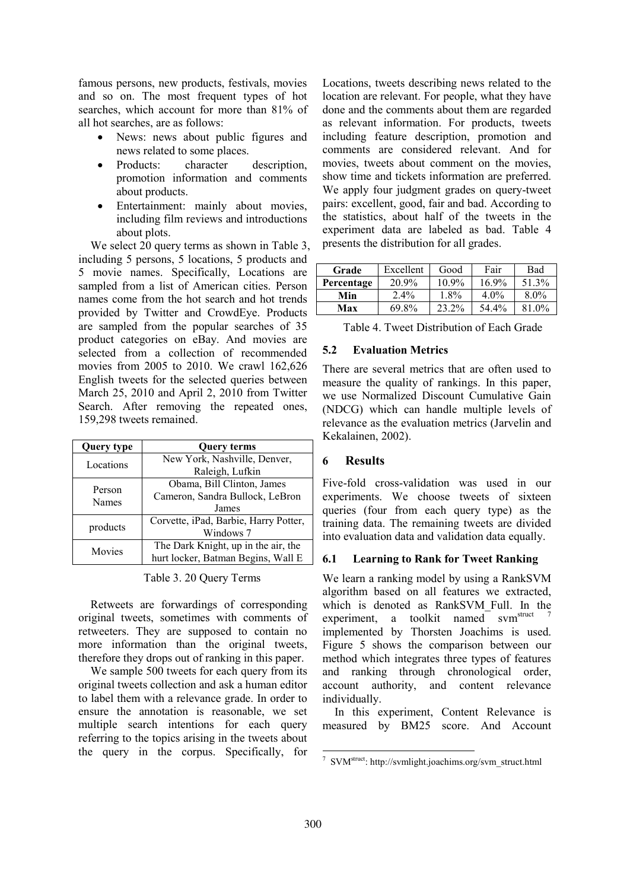famous persons, new products, festivals, movies and so on. The most frequent types of hot searches, which account for more than 81% of all hot searches, are as follows:

- News: news about public figures and news related to some places.
- Products: character description, promotion information and comments about products.
- Entertainment: mainly about movies, including film reviews and introductions about plots.

We select 20 query terms as shown in Table 3, including 5 persons, 5 locations, 5 products and 5 movie names. Specifically, Locations are sampled from a list of American cities. Person names come from the hot search and hot trends provided by Twitter and CrowdEye. Products are sampled from the popular searches of 35 product categories on eBay. And movies are selected from a collection of recommended movies from 2005 to 2010. We crawl 162,626 English tweets for the selected queries between March 25, 2010 and April 2, 2010 from Twitter Search. After removing the repeated ones, 159,298 tweets remained.

| Query type | Query terms |
|---|---|
| Locations | New York, Nashville, Denver, Raleigh, Lufkin |
| Person Names | Obama, Bill Clinton, James Cameron, Sandra Bullock, LeBron James |
| products | Corvette, iPad, Barbie, Harry Potter, Windows 7 |
| Movies | The Dark Knight, up in the air, the hurt locker, Batman Begins, Wall E |

Table 3. 20 Query Terms

Retweets are forwardings of corresponding original tweets, sometimes with comments of retweeters. They are supposed to contain no more information than the original tweets, therefore they drops out of ranking in this paper.

We sample 500 tweets for each query from its original tweets collection and ask a human editor to label them with a relevance grade. In order to ensure the annotation is reasonable, we set multiple search intentions for each query referring to the topics arising in the tweets about the query in the corpus. Specifically, for Locations, tweets describing news related to the location are relevant. For people, what they have done and the comments about them are regarded as relevant information. For products, tweets including feature description, promotion and comments are considered relevant. And for movies, tweets about comment on the movies, show time and tickets information are preferred. We apply four judgment grades on query-tweet pairs: excellent, good, fair and bad. According to the statistics, about half of the tweets in the experiment data are labeled as bad. Table 4 presents the distribution for all grades.

| **Grade** | Excellent | Good | Fair | Bad |
|---|---|---|---|---|
| **Percentage** | 20.9% | 10.9% | 16.9% | 51.3% |
| **Min** | 2.4% | 1.8% | 4.0% | 8.0% |
| **Max** | 69.8% | 23.2% | 54.4% | 81.0% |

Table 4. Tweet Distribution of Each Grade

### 5.2 Evaluation Metrics

There are several metrics that are often used to measure the quality of rankings. In this paper, we use Normalized Discount Cumulative Gain (NDCG) which can handle multiple levels of relevance as the evaluation metrics (Jarvelin and Kekalainen, 2002).

## 6 Results

Five-fold cross-validation was used in our experiments. We choose tweets of sixteen queries (four from each query type) as the training data. The remaining tweets are divided into evaluation data and validation data equally.

### 6.1 Learning to Rank for Tweet Ranking

We learn a ranking model by using a RankSVM algorithm based on all features we extracted, which is denoted as RankSVM_Full. In the experiment, a toolkit named svm[struct] [7] implemented by Thorsten Joachims is used. Figure 5 shows the comparison between our method which integrates three types of features and ranking through chronological order, account authority, and content relevance individually.

In this experiment, Content Relevance is measured by BM25 score. And Account

[7] SVM[struct]: http://svmlight.joachims.org/svm_struct.html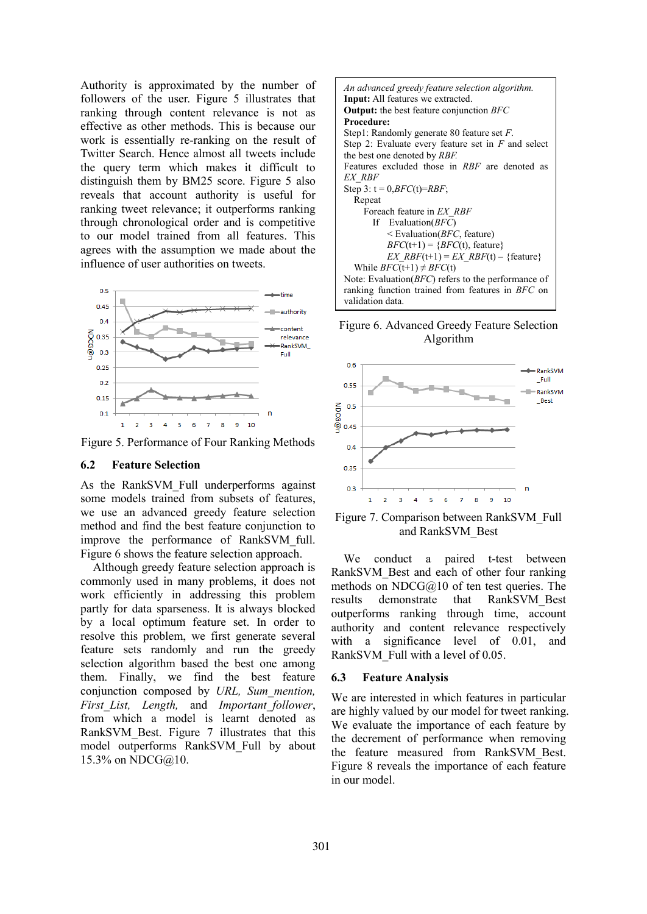Authority is approximated by the number of followers of the user. Figure 5 illustrates that ranking through content relevance is not as effective as other methods. This is because our work is essentially re-ranking on the result of Twitter Search. Hence almost all tweets include the query term which makes it difficult to distinguish them by BM25 score. Figure 5 also reveals that account authority is useful for ranking tweet relevance; it outperforms ranking through chronological order and is competitive to our model trained from all features. This agrees with the assumption we made about the influence of user authorities on tweets.

Figure 5. Performance of Four Ranking Methods

### 6.2 Feature Selection

As the RankSVM_Full underperforms against some models trained from subsets of features, we use an advanced greedy feature selection method and find the best feature conjunction to improve the performance of RankSVM_full. Figure 6 shows the feature selection approach.

Although greedy feature selection approach is commonly used in many problems, it does not work efficiently in addressing this problem partly for data sparseness. It is always blocked by a local optimum feature set. In order to resolve this problem, we first generate several feature sets randomly and run the greedy selection algorithm based the best one among them. Finally, we find the best feature conjunction composed by *URL, Sum_mention, First_List, Length,* and *Important_follower*, from which a model is learnt denoted as RankSVM_Best. Figure 7 illustrates that this model outperforms RankSVM_Full by about 15.3% on NDCG@10.

*An advanced greedy feature selection algorithm.*
**Input:** All features we extracted.
**Output:** the best feature conjunction *BFC*
**Procedure:**
Step1: Randomly generate 80 feature set *F*.
Step 2: Evaluate every feature set in *F* and select the best one denoted by *RBF*.
Features excluded those in *RBF* are denoted as *EX_RBF*
Step 3: t = 0,*BFC*(t)=*RBF*;
Repeat
Foreach feature in *EX_RBF*
If Evaluation(*BFC*) < Evaluation(*BFC*, feature)
*BFC*(t+1) = {*BFC*(t), feature}
*EX_RBF*(t+1) = *EX_RBF*(t) – {feature}
While *BFC*(t+1) ≠ *BFC*(t)
Note: Evaluation(*BFC*) refers to the performance of ranking function trained from features in *BFC* on validation data.

Figure 6. Advanced Greedy Feature Selection Algorithm

Figure 7. Comparison between RankSVM_Full and RankSVM_Best

We conduct a paired t-test between RankSVM_Best and each of other four ranking methods on NDCG@10 of ten test queries. The results demonstrate that RankSVM_Best outperforms ranking through time, account authority and content relevance respectively with a significance level of 0.01, and RankSVM_Full with a level of 0.05.

### 6.3 Feature Analysis

We are interested in which features in particular are highly valued by our model for tweet ranking. We evaluate the importance of each feature by the decrement of performance when removing the feature measured from RankSVM_Best. Figure 8 reveals the importance of each feature in our model.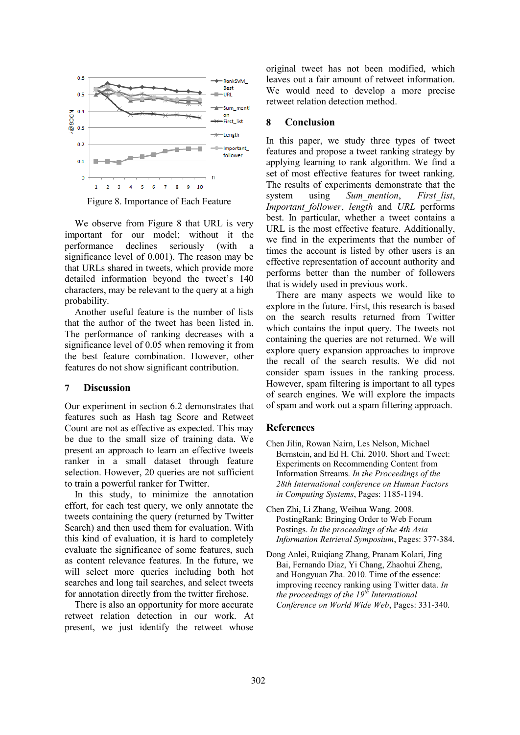Figure 8. Importance of Each Feature

We observe from Figure 8 that URL is very important for our model; without it the performance declines seriously (with a significance level of 0.001). The reason may be that URLs shared in tweets, which provide more detailed information beyond the tweet's 140 characters, may be relevant to the query at a high probability.

Another useful feature is the number of lists that the author of the tweet has been listed in. The performance of ranking decreases with a significance level of 0.05 when removing it from the best feature combination. However, other features do not show significant contribution.

## 7 Discussion

Our experiment in section 6.2 demonstrates that features such as Hash tag Score and Retweet Count are not as effective as expected. This may be due to the small size of training data. We present an approach to learn an effective tweets ranker in a small dataset through feature selection. However, 20 queries are not sufficient to train a powerful ranker for Twitter.

In this study, to minimize the annotation effort, for each test query, we only annotate the tweets containing the query (returned by Twitter Search) and then used them for evaluation. With this kind of evaluation, it is hard to completely evaluate the significance of some features, such as content relevance features. In the future, we will select more queries including both hot searches and long tail searches, and select tweets for annotation directly from the twitter firehose.

There is also an opportunity for more accurate retweet relation detection in our work. At present, we just identify the retweet whose original tweet has not been modified, which leaves out a fair amount of retweet information. We would need to develop a more precise retweet relation detection method.

## 8 Conclusion

In this paper, we study three types of tweet features and propose a tweet ranking strategy by applying learning to rank algorithm. We find a set of most effective features for tweet ranking. The results of experiments demonstrate that the system using *Sum_mention*, *First_list*, *Important_follower*, *length* and *URL* performs best. In particular, whether a tweet contains a URL is the most effective feature. Additionally, we find in the experiments that the number of times the account is listed by other users is an effective representation of account authority and performs better than the number of followers that is widely used in previous work.

There are many aspects we would like to explore in the future. First, this research is based on the search results returned from Twitter which contains the input query. The tweets not containing the queries are not returned. We will explore query expansion approaches to improve the recall of the search results. We did not consider spam issues in the ranking process. However, spam filtering is important to all types of search engines. We will explore the impacts of spam and work out a spam filtering approach.

## References

Chen Jilin, Rowan Nairn, Les Nelson, Michael Bernstein, and Ed H. Chi. 2010. Short and Tweet: Experiments on Recommending Content from Information Streams. *In the Proceedings of the 28th International conference on Human Factors in Computing Systems*, Pages: 1185-1194.

Chen Zhi, Li Zhang, Weihua Wang. 2008. PostingRank: Bringing Order to Web Forum Postings. *In the proceedings of the 4th Asia Information Retrieval Symposium*, Pages: 377-384.

Dong Anlei, Ruiqiang Zhang, Pranam Kolari, Jing Bai, Fernando Diaz, Yi Chang, Zhaohui Zheng, and Hongyuan Zha. 2010. Time of the essence: improving recency ranking using Twitter data. *In the proceedings of the 19th International Conference on World Wide Web*, Pages: 331-340.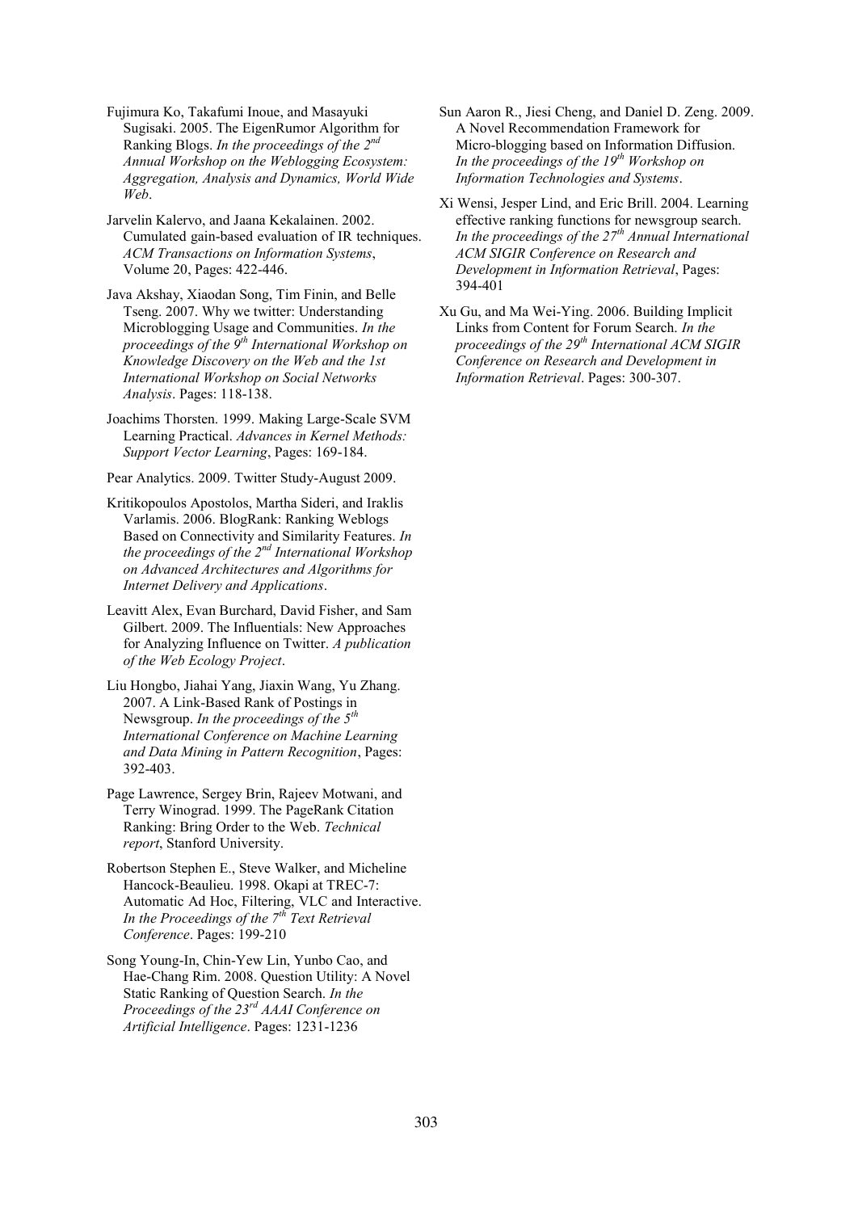Fujimura Ko, Takafumi Inoue, and Masayuki Sugisaki. 2005. The EigenRumor Algorithm for Ranking Blogs. *In the proceedings of the 2nd Annual Workshop on the Weblogging Ecosystem: Aggregation, Analysis and Dynamics, World Wide Web*.

Jarvelin Kalervo, and Jaana Kekalainen. 2002. Cumulated gain-based evaluation of IR techniques. *ACM Transactions on Information Systems*, Volume 20, Pages: 422-446.

Java Akshay, Xiaodan Song, Tim Finin, and Belle Tseng. 2007. Why we twitter: Understanding Microblogging Usage and Communities. *In the proceedings of the 9th International Workshop on Knowledge Discovery on the Web and the 1st International Workshop on Social Networks Analysis*. Pages: 118-138.

Joachims Thorsten. 1999. Making Large-Scale SVM Learning Practical. *Advances in Kernel Methods: Support Vector Learning*, Pages: 169-184.

Pear Analytics. 2009. Twitter Study-August 2009.

Kritikopoulos Apostolos, Martha Sideri, and Iraklis Varlamis. 2006. BlogRank: Ranking Weblogs Based on Connectivity and Similarity Features. *In the proceedings of the 2nd International Workshop on Advanced Architectures and Algorithms for Internet Delivery and Applications*.

Leavitt Alex, Evan Burchard, David Fisher, and Sam Gilbert. 2009. The Influentials: New Approaches for Analyzing Influence on Twitter. *A publication of the Web Ecology Project*.

Liu Hongbo, Jiahai Yang, Jiaxin Wang, Yu Zhang. 2007. A Link-Based Rank of Postings in Newsgroup. *In the proceedings of the 5th International Conference on Machine Learning and Data Mining in Pattern Recognition*, Pages: 392-403.

Page Lawrence, Sergey Brin, Rajeev Motwani, and Terry Winograd. 1999. The PageRank Citation Ranking: Bring Order to the Web. *Technical report*, Stanford University.

Robertson Stephen E., Steve Walker, and Micheline Hancock-Beaulieu. 1998. Okapi at TREC-7: Automatic Ad Hoc, Filtering, VLC and Interactive. *In the Proceedings of the 7th Text Retrieval Conference*. Pages: 199-210

Song Young-In, Chin-Yew Lin, Yunbo Cao, and Hae-Chang Rim. 2008. Question Utility: A Novel Static Ranking of Question Search. *In the Proceedings of the 23rd AAAI Conference on Artificial Intelligence*. Pages: 1231-1236

Sun Aaron R., Jiesi Cheng, and Daniel D. Zeng. 2009. A Novel Recommendation Framework for Micro-blogging based on Information Diffusion. *In the proceedings of the 19th Workshop on Information Technologies and Systems*.

Xi Wensi, Jesper Lind, and Eric Brill. 2004. Learning effective ranking functions for newsgroup search. *In the proceedings of the 27th Annual International ACM SIGIR Conference on Research and Development in Information Retrieval*, Pages: 394-401

Xu Gu, and Ma Wei-Ying. 2006. Building Implicit Links from Content for Forum Search. *In the proceedings of the 29th International ACM SIGIR Conference on Research and Development in Information Retrieval*. Pages: 300-307.